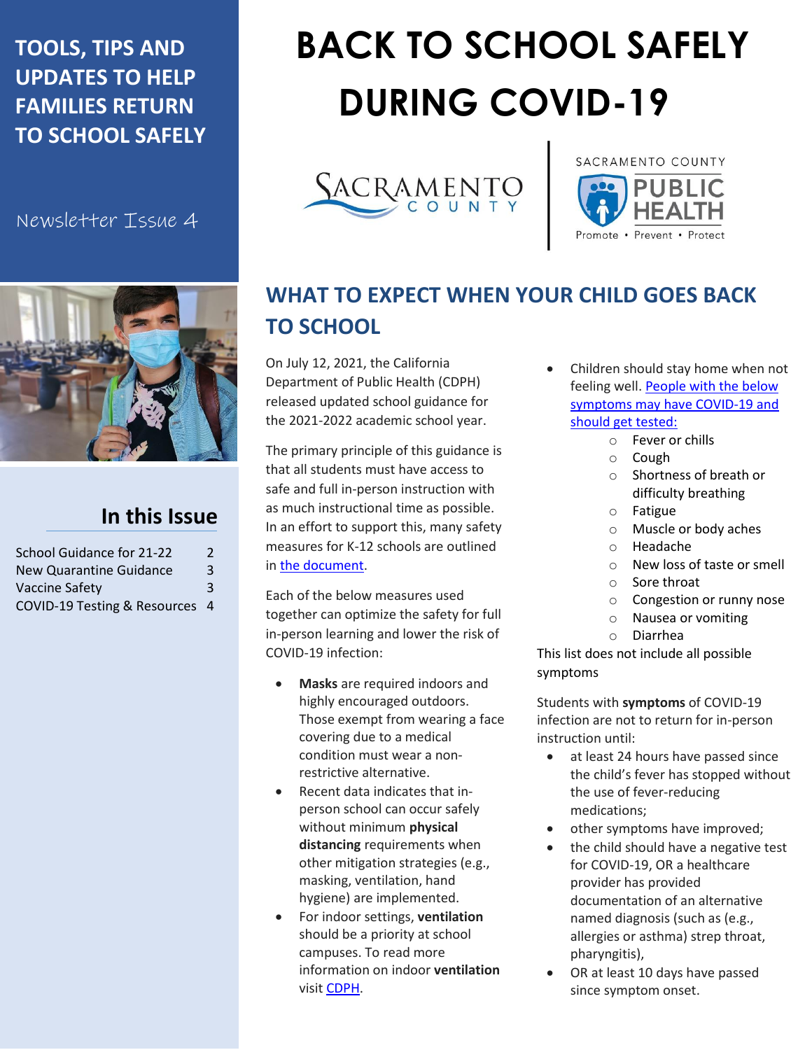# BACK TO SCHOOL SAFELY DURING COVID-19

**TOOLS, TIPS AND UPDATES TO HELP FAMILIES RETURN TO SCHOOL SAFELY**

Newsletter Issue 4

SACRAMENTO COUNTY

SACRAMENTO COUNTY PUBLIC HEALTH
Promote • Prevent • Protect

## In this Issue

| | |
|---|---|
| School Guidance for 21-22 | 2 |
| New Quarantine Guidance | 3 |
| Vaccine Safety | 3 |
| COVID-19 Testing & Resources | 4 |

## WHAT TO EXPECT WHEN YOUR CHILD GOES BACK TO SCHOOL

On July 12, 2021, the California Department of Public Health (CDPH) released updated school guidance for the 2021-2022 academic school year.

The primary principle of this guidance is that all students must have access to safe and full in-person instruction with as much instructional time as possible. In an effort to support this, many safety measures for K-12 schools are outlined in [the document].

Each of the below measures used together can optimize the safety for full in-person learning and lower the risk of COVID-19 infection:

- **Masks** are required indoors and highly encouraged outdoors. Those exempt from wearing a face covering due to a medical condition must wear a non-restrictive alternative.
- Recent data indicates that in-person school can occur safely without minimum **physical distancing** requirements when other mitigation strategies (e.g., masking, ventilation, hand hygiene) are implemented.
- For indoor settings, **ventilation** should be a priority at school campuses. To read more information on indoor **ventilation** visit [CDPH].
- Children should stay home when not feeling well. [People with the below symptoms may have COVID-19 and should get tested:]
  - Fever or chills
  - Cough
  - Shortness of breath or difficulty breathing
  - Fatigue
  - Muscle or body aches
  - Headache
  - New loss of taste or smell
  - Sore throat
  - Congestion or runny nose
  - Nausea or vomiting
  - Diarrhea

This list does not include all possible symptoms

Students with **symptoms** of COVID-19 infection are not to return for in-person instruction until:

- at least 24 hours have passed since the child's fever has stopped without the use of fever-reducing medications;
- other symptoms have improved;
- the child should have a negative test for COVID-19, OR a healthcare provider has provided documentation of an alternative named diagnosis (such as (e.g., allergies or asthma) strep throat, pharyngitis),
- OR at least 10 days have passed since symptom onset.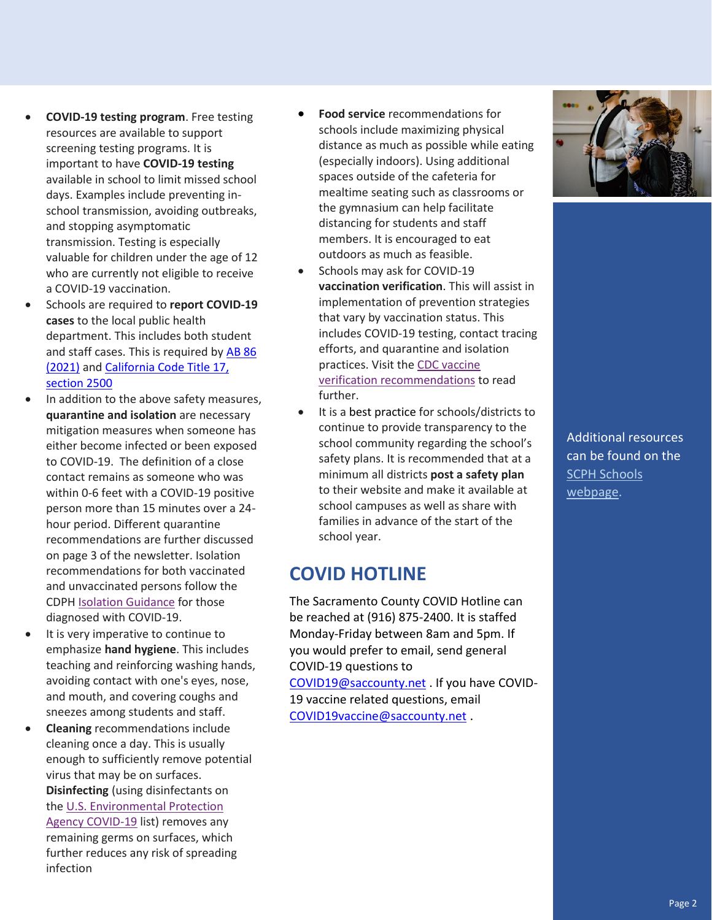- **COVID-19 testing program**. Free testing resources are available to support screening testing programs. It is important to have **COVID-19 testing** available in school to limit missed school days. Examples include preventing in-school transmission, avoiding outbreaks, and stopping asymptomatic transmission. Testing is especially valuable for children under the age of 12 who are currently not eligible to receive a COVID-19 vaccination.
- Schools are required to **report COVID-19 cases** to the local public health department. This includes both student and staff cases. This is required by AB 86 (2021) and California Code Title 17, section 2500
- In addition to the above safety measures, **quarantine and isolation** are necessary mitigation measures when someone has either become infected or been exposed to COVID-19. The definition of a close contact remains as someone who was within 0-6 feet with a COVID-19 positive person more than 15 minutes over a 24-hour period. Different quarantine recommendations are further discussed on page 3 of the newsletter. Isolation recommendations for both vaccinated and unvaccinated persons follow the CDPH Isolation Guidance for those diagnosed with COVID-19.
- It is very imperative to continue to emphasize **hand hygiene**. This includes teaching and reinforcing washing hands, avoiding contact with one's eyes, nose, and mouth, and covering coughs and sneezes among students and staff.
- **Cleaning** recommendations include cleaning once a day. This is usually enough to sufficiently remove potential virus that may be on surfaces. **Disinfecting** (using disinfectants on the U.S. Environmental Protection Agency COVID-19 list) removes any remaining germs on surfaces, which further reduces any risk of spreading infection
- **Food service** recommendations for schools include maximizing physical distance as much as possible while eating (especially indoors). Using additional spaces outside of the cafeteria for mealtime seating such as classrooms or the gymnasium can help facilitate distancing for students and staff members. It is encouraged to eat outdoors as much as feasible.
- Schools may ask for COVID-19 **vaccination verification**. This will assist in implementation of prevention strategies that vary by vaccination status. This includes COVID-19 testing, contact tracing efforts, and quarantine and isolation practices. Visit the CDC vaccine verification recommendations to read further.
- It is a best practice for schools/districts to continue to provide transparency to the school community regarding the school's safety plans. It is recommended that at a minimum all districts **post a safety plan** to their website and make it available at school campuses as well as share with families in advance of the start of the school year.

## COVID HOTLINE

The Sacramento County COVID Hotline can be reached at (916) 875-2400. It is staffed Monday-Friday between 8am and 5pm. If you would prefer to email, send general COVID-19 questions to COVID19@saccounty.net . If you have COVID-19 vaccine related questions, email COVID19vaccine@saccounty.net .

Additional resources can be found on the SCPH Schools webpage.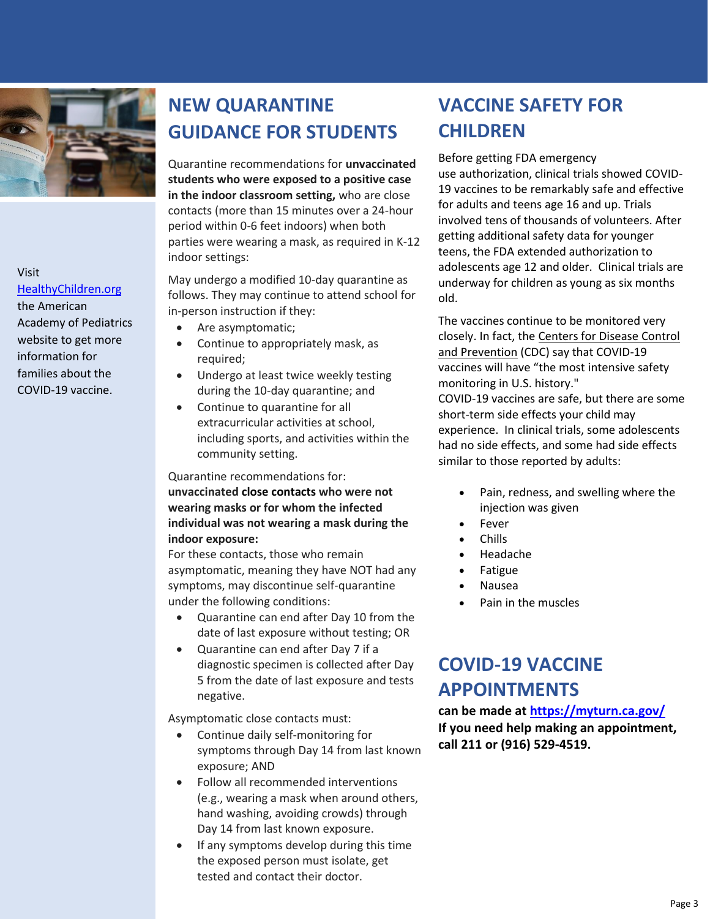Visit [HealthyChildren.org](HealthyChildren.org) the American Academy of Pediatrics website to get more information for families about the COVID-19 vaccine.

## NEW QUARANTINE GUIDANCE FOR STUDENTS

Quarantine recommendations for **unvaccinated students who were exposed to a positive case in the indoor classroom setting,** who are close contacts (more than 15 minutes over a 24-hour period within 0-6 feet indoors) when both parties were wearing a mask, as required in K-12 indoor settings:

May undergo a modified 10-day quarantine as follows. They may continue to attend school for in-person instruction if they:

- Are asymptomatic;
- Continue to appropriately mask, as required;
- Undergo at least twice weekly testing during the 10-day quarantine; and
- Continue to quarantine for all extracurricular activities at school, including sports, and activities within the community setting.

Quarantine recommendations for: **unvaccinated close contacts who were not wearing masks or for whom the infected individual was not wearing a mask during the indoor exposure:**

For these contacts, those who remain asymptomatic, meaning they have NOT had any symptoms, may discontinue self-quarantine under the following conditions:

- Quarantine can end after Day 10 from the date of last exposure without testing; OR
- Quarantine can end after Day 7 if a diagnostic specimen is collected after Day 5 from the date of last exposure and tests negative.

Asymptomatic close contacts must:

- Continue daily self-monitoring for symptoms through Day 14 from last known exposure; AND
- Follow all recommended interventions (e.g., wearing a mask when around others, hand washing, avoiding crowds) through Day 14 from last known exposure.
- If any symptoms develop during this time the exposed person must isolate, get tested and contact their doctor.

## VACCINE SAFETY FOR CHILDREN

Before getting FDA emergency use authorization, clinical trials showed COVID-19 vaccines to be remarkably safe and effective for adults and teens age 16 and up. Trials involved tens of thousands of volunteers. After getting additional safety data for younger teens, the FDA extended authorization to adolescents age 12 and older. Clinical trials are underway for children as young as six months old.

The vaccines continue to be monitored very closely. In fact, the Centers for Disease Control and Prevention (CDC) say that COVID-19 vaccines will have "the most intensive safety monitoring in U.S. history."

COVID-19 vaccines are safe, but there are some short-term side effects your child may experience. In clinical trials, some adolescents had no side effects, and some had side effects similar to those reported by adults:

- Pain, redness, and swelling where the injection was given
- Fever
- Chills
- Headache
- Fatigue
- Nausea
- Pain in the muscles

## COVID-19 VACCINE APPOINTMENTS

**can be made at [https://myturn.ca.gov/](https://myturn.ca.gov/)**
**If you need help making an appointment, call 211 or (916) 529-4519.**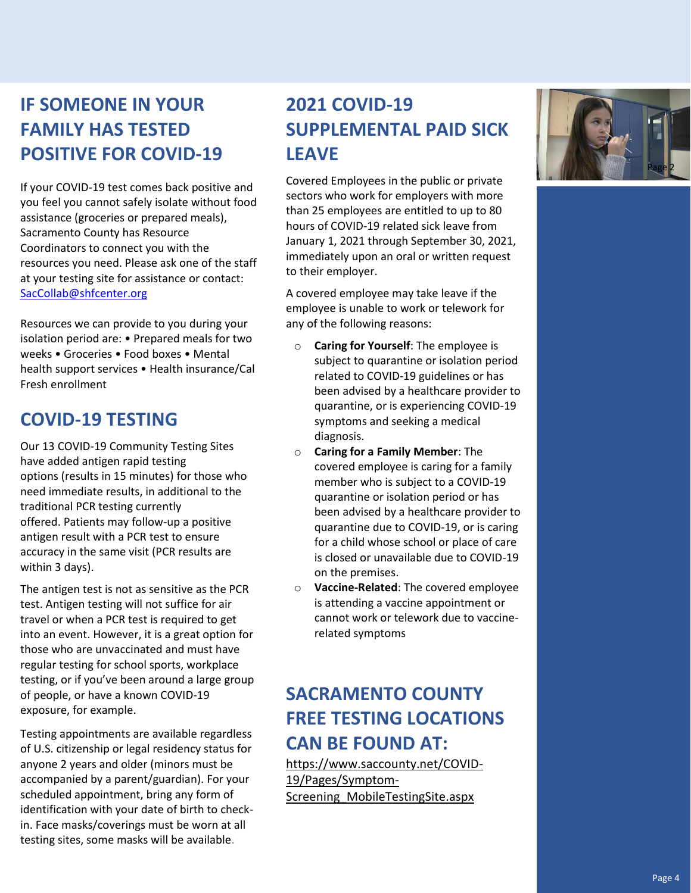## IF SOMEONE IN YOUR FAMILY HAS TESTED POSITIVE FOR COVID-19

If your COVID-19 test comes back positive and you feel you cannot safely isolate without food assistance (groceries or prepared meals), Sacramento County has Resource Coordinators to connect you with the resources you need. Please ask one of the staff at your testing site for assistance or contact: SacCollab@shfcenter.org

Resources we can provide to you during your isolation period are: • Prepared meals for two weeks • Groceries • Food boxes • Mental health support services • Health insurance/Cal Fresh enrollment

## COVID-19 TESTING

Our 13 COVID-19 Community Testing Sites have added antigen rapid testing options (results in 15 minutes) for those who need immediate results, in additional to the traditional PCR testing currently offered. Patients may follow-up a positive antigen result with a PCR test to ensure accuracy in the same visit (PCR results are within 3 days).

The antigen test is not as sensitive as the PCR test. Antigen testing will not suffice for air travel or when a PCR test is required to get into an event. However, it is a great option for those who are unvaccinated and must have regular testing for school sports, workplace testing, or if you've been around a large group of people, or have a known COVID-19 exposure, for example.

Testing appointments are available regardless of U.S. citizenship or legal residency status for anyone 2 years and older (minors must be accompanied by a parent/guardian). For your scheduled appointment, bring any form of identification with your date of birth to check-in. Face masks/coverings must be worn at all testing sites, some masks will be available.

## 2021 COVID-19 SUPPLEMENTAL PAID SICK LEAVE

Covered Employees in the public or private sectors who work for employers with more than 25 employees are entitled to up to 80 hours of COVID-19 related sick leave from January 1, 2021 through September 30, 2021, immediately upon an oral or written request to their employer.

A covered employee may take leave if the employee is unable to work or telework for any of the following reasons:

- **Caring for Yourself**: The employee is subject to quarantine or isolation period related to COVID-19 guidelines or has been advised by a healthcare provider to quarantine, or is experiencing COVID-19 symptoms and seeking a medical diagnosis.
- **Caring for a Family Member**: The covered employee is caring for a family member who is subject to a COVID-19 quarantine or isolation period or has been advised by a healthcare provider to quarantine due to COVID-19, or is caring for a child whose school or place of care is closed or unavailable due to COVID-19 on the premises.
- **Vaccine-Related**: The covered employee is attending a vaccine appointment or cannot work or telework due to vaccine-related symptoms

## SACRAMENTO COUNTY FREE TESTING LOCATIONS CAN BE FOUND AT:

https://www.saccounty.net/COVID-19/Pages/Symptom-Screening_MobileTestingSite.aspx